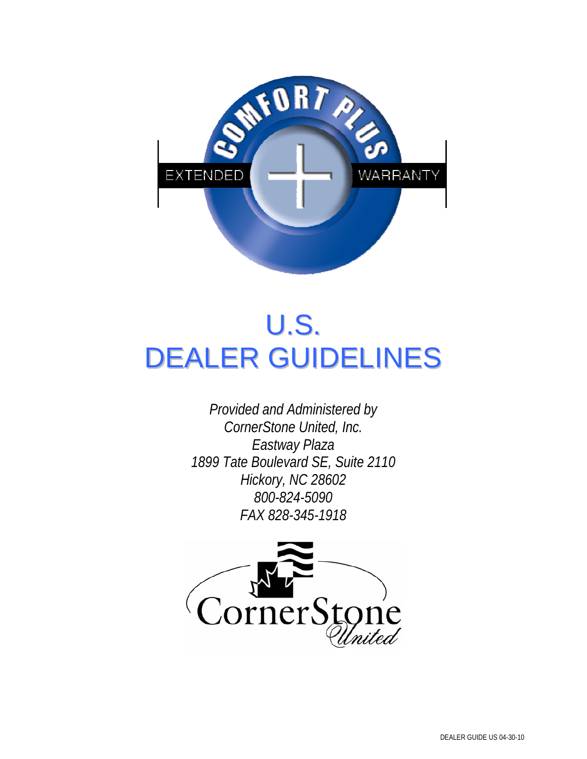COMFORT PLUS

EXTENDED WARRANTY

# U.S.
# DEALER GUIDELINES

*Provided and Administered by*
*CornerStone United, Inc.*
*Eastway Plaza*
*1899 Tate Boulevard SE, Suite 2110*
*Hickory, NC 28602*
*800-824-5090*
*FAX 828-345-1918*

CornerStone United

DEALER GUIDE US 04-30-10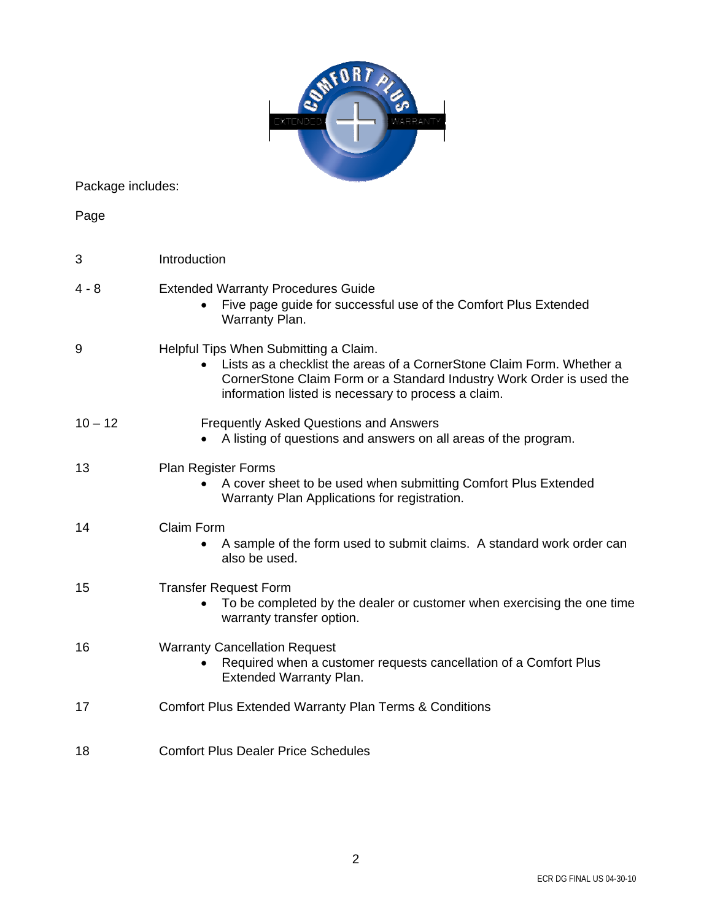Package includes:

| Page | |
|---|---|
| 3 | Introduction |
| 4 - 8 | Extended Warranty Procedures Guide<br>• Five page guide for successful use of the Comfort Plus Extended Warranty Plan. |
| 9 | Helpful Tips When Submitting a Claim.<br>• Lists as a checklist the areas of a CornerStone Claim Form. Whether a CornerStone Claim Form or a Standard Industry Work Order is used the information listed is necessary to process a claim. |
| 10 – 12 | Frequently Asked Questions and Answers<br>• A listing of questions and answers on all areas of the program. |
| 13 | Plan Register Forms<br>• A cover sheet to be used when submitting Comfort Plus Extended Warranty Plan Applications for registration. |
| 14 | Claim Form<br>• A sample of the form used to submit claims. A standard work order can also be used. |
| 15 | Transfer Request Form<br>• To be completed by the dealer or customer when exercising the one time warranty transfer option. |
| 16 | Warranty Cancellation Request<br>• Required when a customer requests cancellation of a Comfort Plus Extended Warranty Plan. |
| 17 | Comfort Plus Extended Warranty Plan Terms & Conditions |
| 18 | Comfort Plus Dealer Price Schedules |

ECR DG FINAL US 04-30-10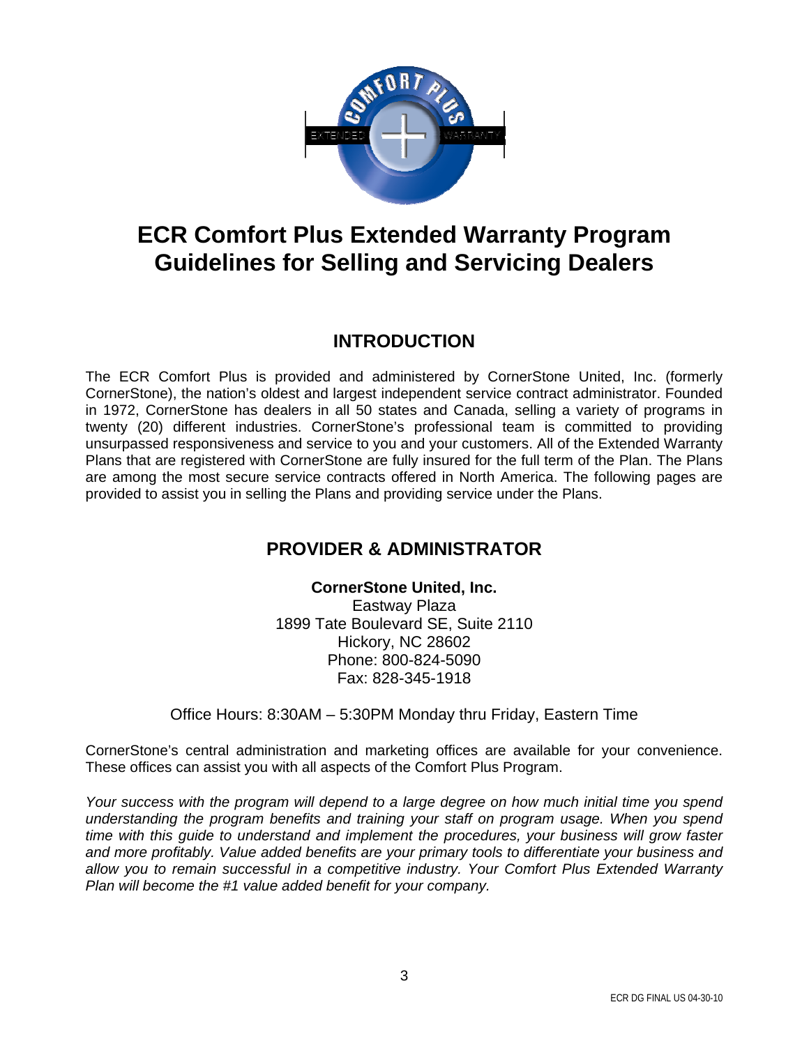# ECR Comfort Plus Extended Warranty Program Guidelines for Selling and Servicing Dealers

## INTRODUCTION

The ECR Comfort Plus is provided and administered by CornerStone United, Inc. (formerly CornerStone), the nation's oldest and largest independent service contract administrator. Founded in 1972, CornerStone has dealers in all 50 states and Canada, selling a variety of programs in twenty (20) different industries. CornerStone's professional team is committed to providing unsurpassed responsiveness and service to you and your customers. All of the Extended Warranty Plans that are registered with CornerStone are fully insured for the full term of the Plan. The Plans are among the most secure service contracts offered in North America. The following pages are provided to assist you in selling the Plans and providing service under the Plans.

## PROVIDER & ADMINISTRATOR

**CornerStone United, Inc.**
Eastway Plaza
1899 Tate Boulevard SE, Suite 2110
Hickory, NC 28602
Phone: 800-824-5090
Fax: 828-345-1918

Office Hours: 8:30AM – 5:30PM Monday thru Friday, Eastern Time

CornerStone's central administration and marketing offices are available for your convenience. These offices can assist you with all aspects of the Comfort Plus Program.

*Your success with the program will depend to a large degree on how much initial time you spend understanding the program benefits and training your staff on program usage. When you spend time with this guide to understand and implement the procedures, your business will grow faster and more profitably. Value added benefits are your primary tools to differentiate your business and allow you to remain successful in a competitive industry. Your Comfort Plus Extended Warranty Plan will become the #1 value added benefit for your company.*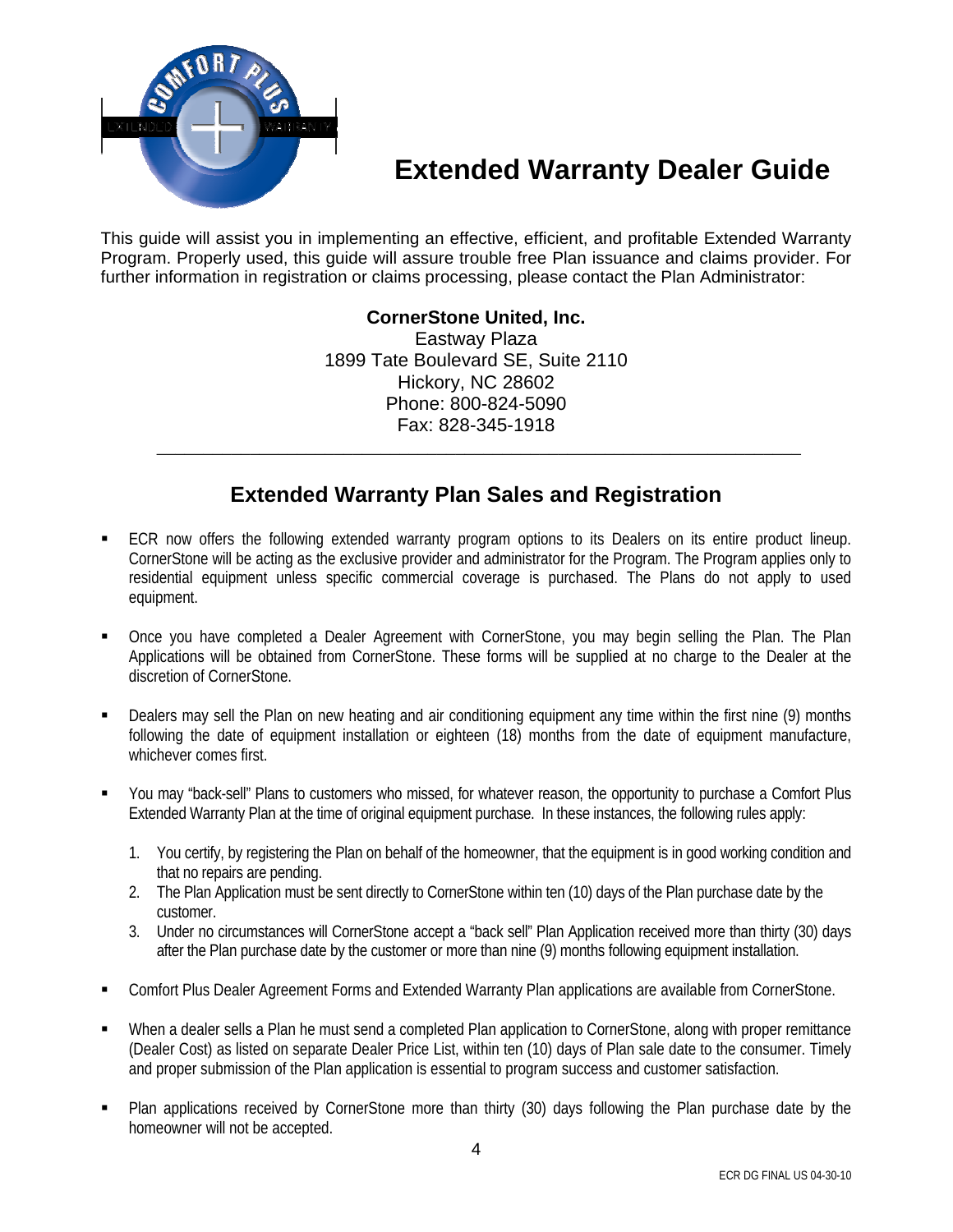# Extended Warranty Dealer Guide

This guide will assist you in implementing an effective, efficient, and profitable Extended Warranty Program. Properly used, this guide will assure trouble free Plan issuance and claims provider. For further information in registration or claims processing, please contact the Plan Administrator:

**CornerStone United, Inc.**
Eastway Plaza
1899 Tate Boulevard SE, Suite 2110
Hickory, NC 28602
Phone: 800-824-5090
Fax: 828-345-1918

---

## Extended Warranty Plan Sales and Registration

- ECR now offers the following extended warranty program options to its Dealers on its entire product lineup. CornerStone will be acting as the exclusive provider and administrator for the Program. The Program applies only to residential equipment unless specific commercial coverage is purchased. The Plans do not apply to used equipment.

- Once you have completed a Dealer Agreement with CornerStone, you may begin selling the Plan. The Plan Applications will be obtained from CornerStone. These forms will be supplied at no charge to the Dealer at the discretion of CornerStone.

- Dealers may sell the Plan on new heating and air conditioning equipment any time within the first nine (9) months following the date of equipment installation or eighteen (18) months from the date of equipment manufacture, whichever comes first.

- You may "back-sell" Plans to customers who missed, for whatever reason, the opportunity to purchase a Comfort Plus Extended Warranty Plan at the time of original equipment purchase. In these instances, the following rules apply:

  1. You certify, by registering the Plan on behalf of the homeowner, that the equipment is in good working condition and that no repairs are pending.
  2. The Plan Application must be sent directly to CornerStone within ten (10) days of the Plan purchase date by the customer.
  3. Under no circumstances will CornerStone accept a "back sell" Plan Application received more than thirty (30) days after the Plan purchase date by the customer or more than nine (9) months following equipment installation.

- Comfort Plus Dealer Agreement Forms and Extended Warranty Plan applications are available from CornerStone.

- When a dealer sells a Plan he must send a completed Plan application to CornerStone, along with proper remittance (Dealer Cost) as listed on separate Dealer Price List, within ten (10) days of Plan sale date to the consumer. Timely and proper submission of the Plan application is essential to program success and customer satisfaction.

- Plan applications received by CornerStone more than thirty (30) days following the Plan purchase date by the homeowner will not be accepted.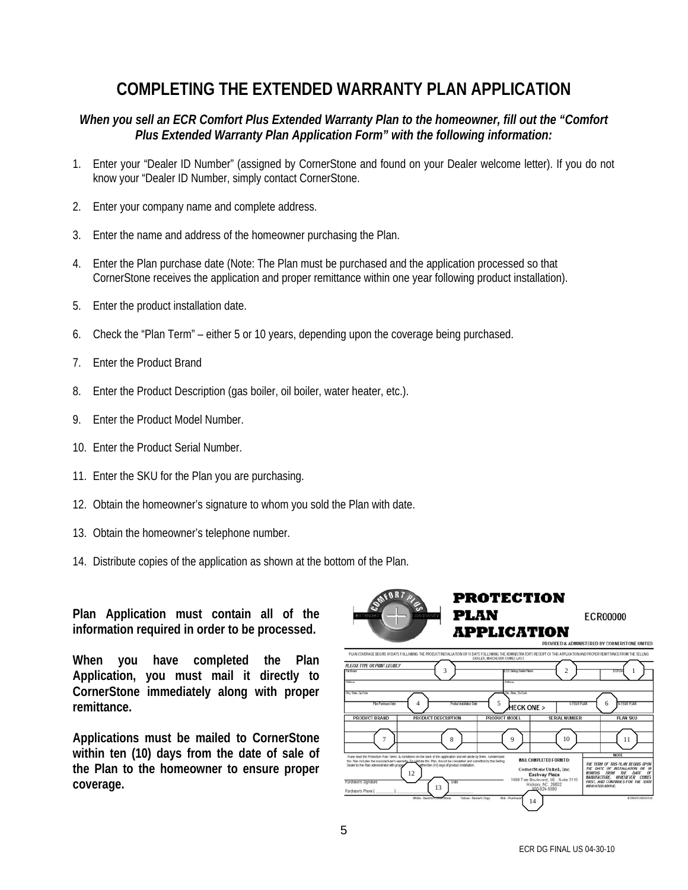# COMPLETING THE EXTENDED WARRANTY PLAN APPLICATION

***When you sell an ECR Comfort Plus Extended Warranty Plan to the homeowner, fill out the "Comfort Plus Extended Warranty Plan Application Form" with the following information:***

1. Enter your "Dealer ID Number" (assigned by CornerStone and found on your Dealer welcome letter). If you do not know your "Dealer ID Number, simply contact CornerStone.
2. Enter your company name and complete address.
3. Enter the name and address of the homeowner purchasing the Plan.
4. Enter the Plan purchase date (Note: The Plan must be purchased and the application processed so that CornerStone receives the application and proper remittance within one year following product installation).
5. Enter the product installation date.
6. Check the "Plan Term" – either 5 or 10 years, depending upon the coverage being purchased.
7. Enter the Product Brand
8. Enter the Product Description (gas boiler, oil boiler, water heater, etc.).
9. Enter the Product Model Number.
10. Enter the Product Serial Number.
11. Enter the SKU for the Plan you are purchasing.
12. Obtain the homeowner's signature to whom you sold the Plan with date.
13. Obtain the homeowner's telephone number.
14. Distribute copies of the application as shown at the bottom of the Plan.

**Plan Application must contain all of the information required in order to be processed.**

**When you have completed the Plan Application, you must mail it directly to CornerStone immediately along with proper remittance.**

**Applications must be mailed to CornerStone within ten (10) days from the date of sale of the Plan to the homeowner to ensure proper coverage.**

**PROTECTION PLAN APPLICATION** ECR00000

PROVIDED & ADMINISTERED BY CORNERSTONE UNITED

PLAN COVERAGE BEGINS 91 DAYS FOLLOWING THE PRODUCT INSTALLATION OR 11 DAYS FOLLOWING THE ADMINISTRATOR'S RECEIPT OF THIS APPLICATION AND PROPER REMITTANCE FROM THE SELLING DEALER, WHICHEVER COMES LAST.

PLEASE TYPE OR PRINT LEGIBLY

| Purchaser (3) | ECR Selling Dealer Name (2) | ECR Dealer # (1) |
|---|---|---|
| Address | Address | |
| City, State, Zip Code | City, State, Zip Code | |
| Plan Purchase Date (4) / Product Installation Date (5) | CHECK ONE > | 5-YEAR PLAN (6) 10-YEAR PLAN |

| PRODUCT BRAND | PRODUCT DESCRIPTION | PRODUCT MODEL | SERIAL NUMBER | PLAN SKU |
|---|---|---|---|---|
| 7 | 8 | 9 | 10 | 11 |

I have read the Protection Plan Terms & Conditions on the back of this application and will abide by them. I understand this Plan includes the manufacturer's warranty. To validate this Plan, it must be completed and submitted by the Selling Dealer to the Plan Administrator with proper ... within ten (10) days of product installation.

Purchaser's Signature (12) Date

Purchaser's Phone ( ) (13)

MAIL COMPLETED FORM TO:
CornerStone United, Inc.
Eastway Plaza
1899 Tate Boulevard, SE - Suite 2110
Hickory, NC 28602
800-824-5990

NOTE: THE TERM OF THIS PLAN BEGINS UPON THE DATE OF INSTALLATION OR 18 MONTHS FROM THE DATE OF MANUFACTURE, WHICHEVER COMES FIRST, AND CONTINUES FOR THE TERM INDICATED ABOVE.

White - Send to CornerStone Yellow - Dealer's Copy Pink - Purchaser's (14)

ECR DG FINAL US 04-30-10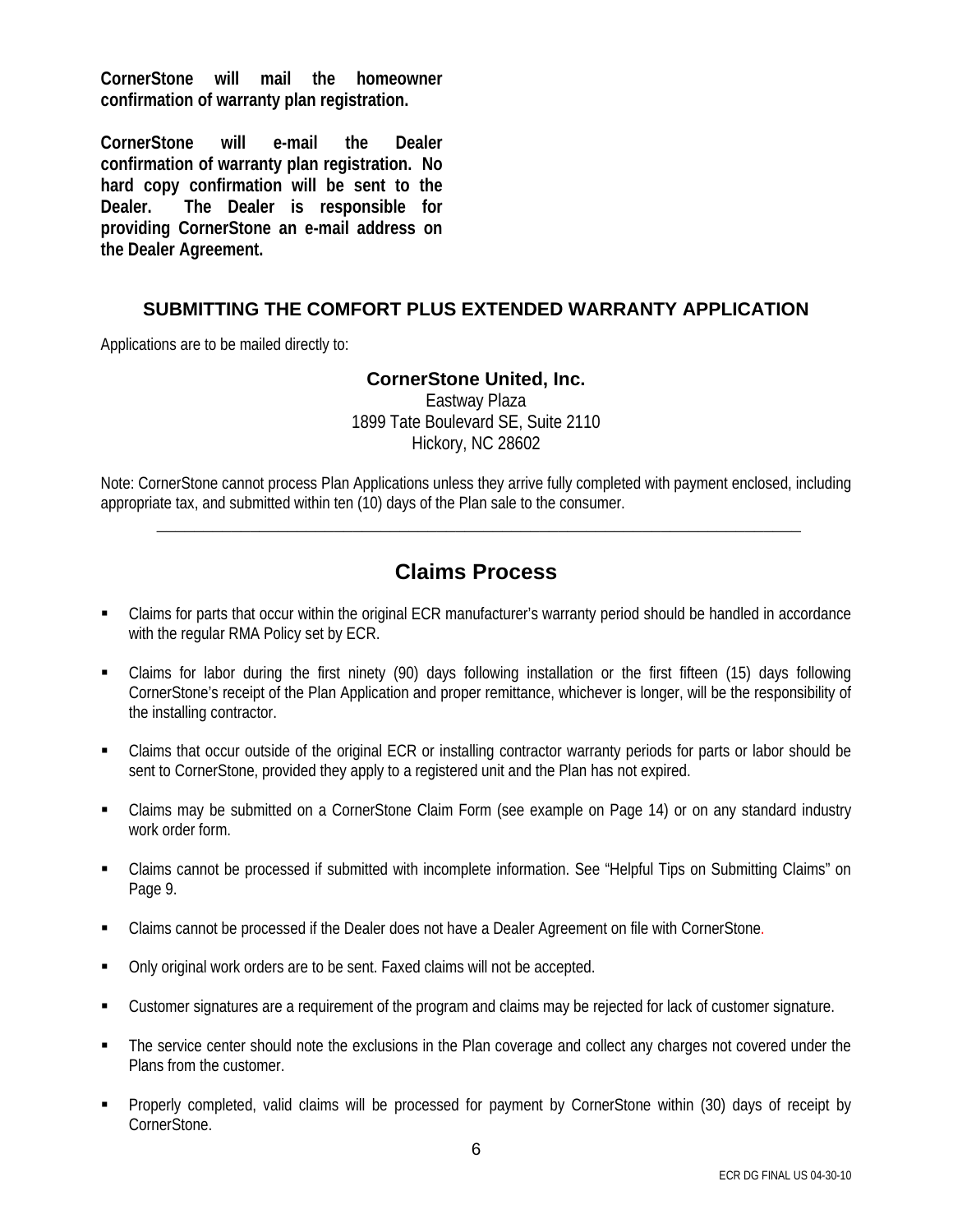**CornerStone will mail the homeowner confirmation of warranty plan registration.**

**CornerStone will e-mail the Dealer confirmation of warranty plan registration. No hard copy confirmation will be sent to the Dealer. The Dealer is responsible for providing CornerStone an e-mail address on the Dealer Agreement.**

### SUBMITTING THE COMFORT PLUS EXTENDED WARRANTY APPLICATION

Applications are to be mailed directly to:

**CornerStone United, Inc.**
Eastway Plaza
1899 Tate Boulevard SE, Suite 2110
Hickory, NC 28602

Note: CornerStone cannot process Plan Applications unless they arrive fully completed with payment enclosed, including appropriate tax, and submitted within ten (10) days of the Plan sale to the consumer.

---

## Claims Process

- Claims for parts that occur within the original ECR manufacturer's warranty period should be handled in accordance with the regular RMA Policy set by ECR.
- Claims for labor during the first ninety (90) days following installation or the first fifteen (15) days following CornerStone's receipt of the Plan Application and proper remittance, whichever is longer, will be the responsibility of the installing contractor.
- Claims that occur outside of the original ECR or installing contractor warranty periods for parts or labor should be sent to CornerStone, provided they apply to a registered unit and the Plan has not expired.
- Claims may be submitted on a CornerStone Claim Form (see example on Page 14) or on any standard industry work order form.
- Claims cannot be processed if submitted with incomplete information. See "Helpful Tips on Submitting Claims" on Page 9.
- Claims cannot be processed if the Dealer does not have a Dealer Agreement on file with CornerStone.
- Only original work orders are to be sent. Faxed claims will not be accepted.
- Customer signatures are a requirement of the program and claims may be rejected for lack of customer signature.
- The service center should note the exclusions in the Plan coverage and collect any charges not covered under the Plans from the customer.
- Properly completed, valid claims will be processed for payment by CornerStone within (30) days of receipt by CornerStone.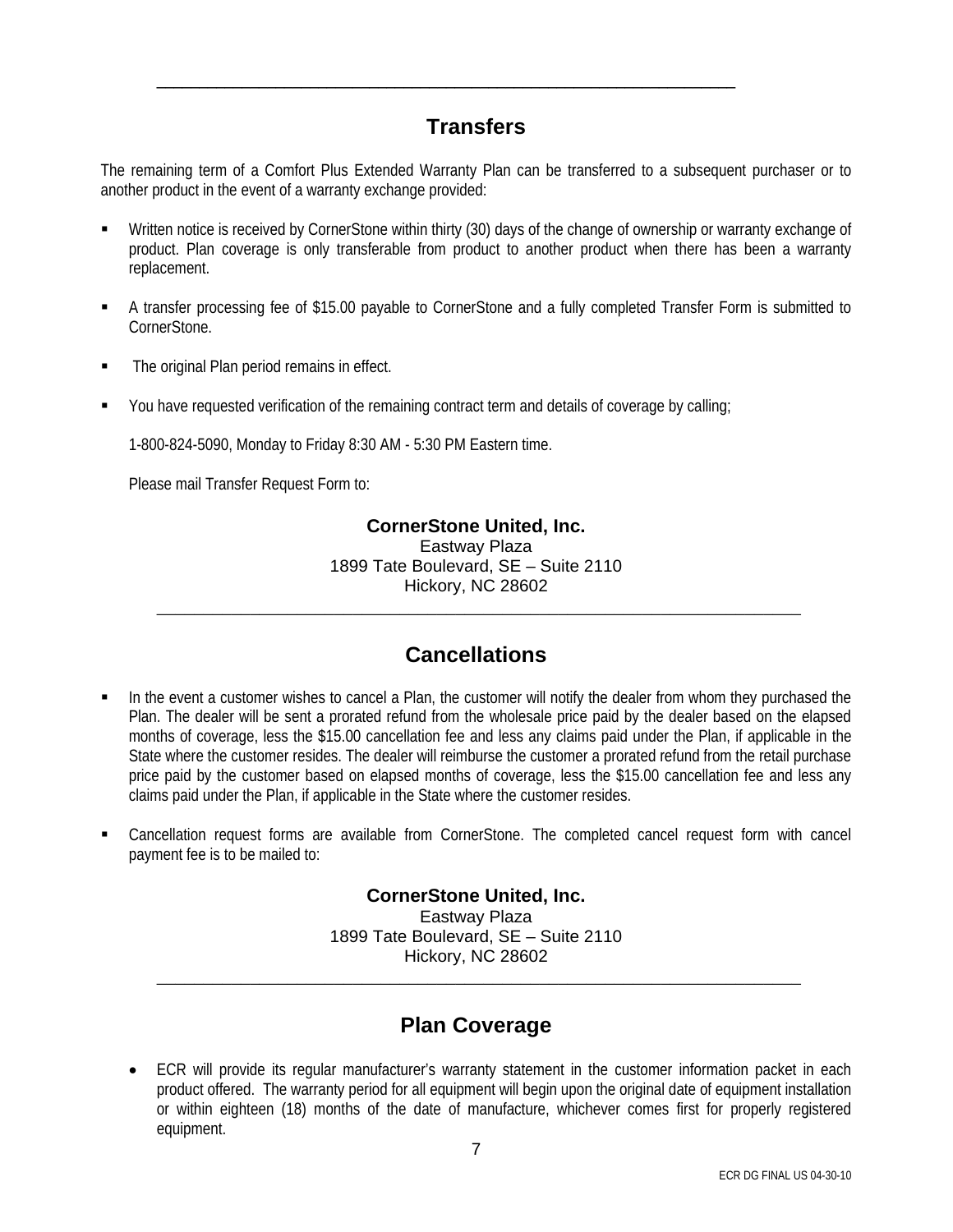## Transfers

The remaining term of a Comfort Plus Extended Warranty Plan can be transferred to a subsequent purchaser or to another product in the event of a warranty exchange provided:

- Written notice is received by CornerStone within thirty (30) days of the change of ownership or warranty exchange of product. Plan coverage is only transferable from product to another product when there has been a warranty replacement.
- A transfer processing fee of $15.00 payable to CornerStone and a fully completed Transfer Form is submitted to CornerStone.
- The original Plan period remains in effect.
- You have requested verification of the remaining contract term and details of coverage by calling;

  1-800-824-5090, Monday to Friday 8:30 AM - 5:30 PM Eastern time.

  Please mail Transfer Request Form to:

**CornerStone United, Inc.**
Eastway Plaza
1899 Tate Boulevard, SE – Suite 2110
Hickory, NC 28602

## Cancellations

- In the event a customer wishes to cancel a Plan, the customer will notify the dealer from whom they purchased the Plan. The dealer will be sent a prorated refund from the wholesale price paid by the dealer based on the elapsed months of coverage, less the $15.00 cancellation fee and less any claims paid under the Plan, if applicable in the State where the customer resides. The dealer will reimburse the customer a prorated refund from the retail purchase price paid by the customer based on elapsed months of coverage, less the $15.00 cancellation fee and less any claims paid under the Plan, if applicable in the State where the customer resides.
- Cancellation request forms are available from CornerStone. The completed cancel request form with cancel payment fee is to be mailed to:

**CornerStone United, Inc.**
Eastway Plaza
1899 Tate Boulevard, SE – Suite 2110
Hickory, NC 28602

## Plan Coverage

- ECR will provide its regular manufacturer's warranty statement in the customer information packet in each product offered. The warranty period for all equipment will begin upon the original date of equipment installation or within eighteen (18) months of the date of manufacture, whichever comes first for properly registered equipment.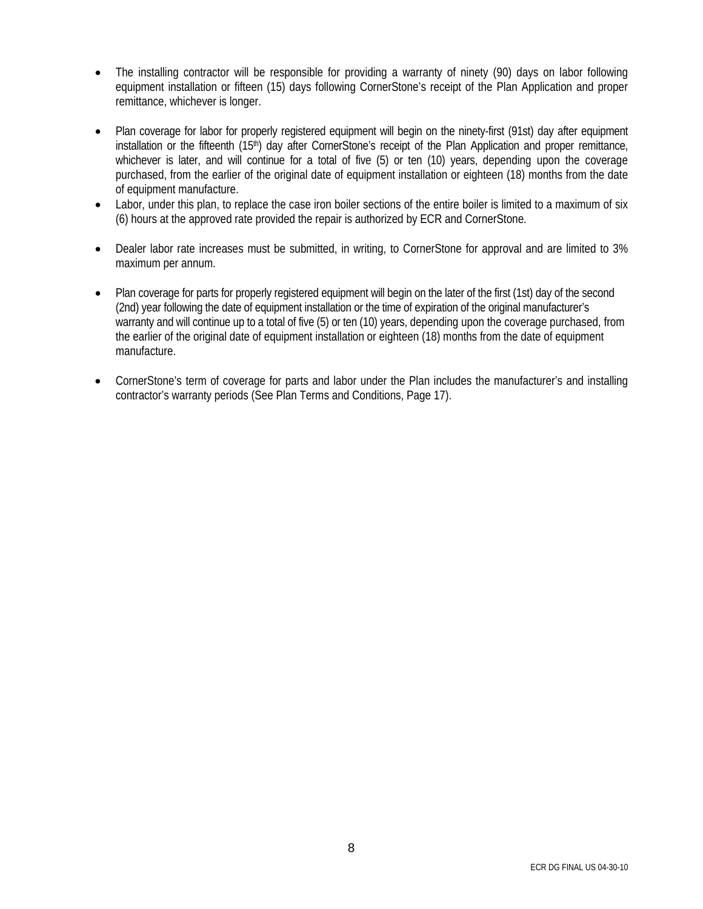- The installing contractor will be responsible for providing a warranty of ninety (90) days on labor following equipment installation or fifteen (15) days following CornerStone's receipt of the Plan Application and proper remittance, whichever is longer.

- Plan coverage for labor for properly registered equipment will begin on the ninety-first (91st) day after equipment installation or the fifteenth (15th) day after CornerStone's receipt of the Plan Application and proper remittance, whichever is later, and will continue for a total of five (5) or ten (10) years, depending upon the coverage purchased, from the earlier of the original date of equipment installation or eighteen (18) months from the date of equipment manufacture.
- Labor, under this plan, to replace the case iron boiler sections of the entire boiler is limited to a maximum of six (6) hours at the approved rate provided the repair is authorized by ECR and CornerStone.

- Dealer labor rate increases must be submitted, in writing, to CornerStone for approval and are limited to 3% maximum per annum.

- Plan coverage for parts for properly registered equipment will begin on the later of the first (1st) day of the second (2nd) year following the date of equipment installation or the time of expiration of the original manufacturer's warranty and will continue up to a total of five (5) or ten (10) years, depending upon the coverage purchased, from the earlier of the original date of equipment installation or eighteen (18) months from the date of equipment manufacture.

- CornerStone's term of coverage for parts and labor under the Plan includes the manufacturer's and installing contractor's warranty periods (See Plan Terms and Conditions, Page 17).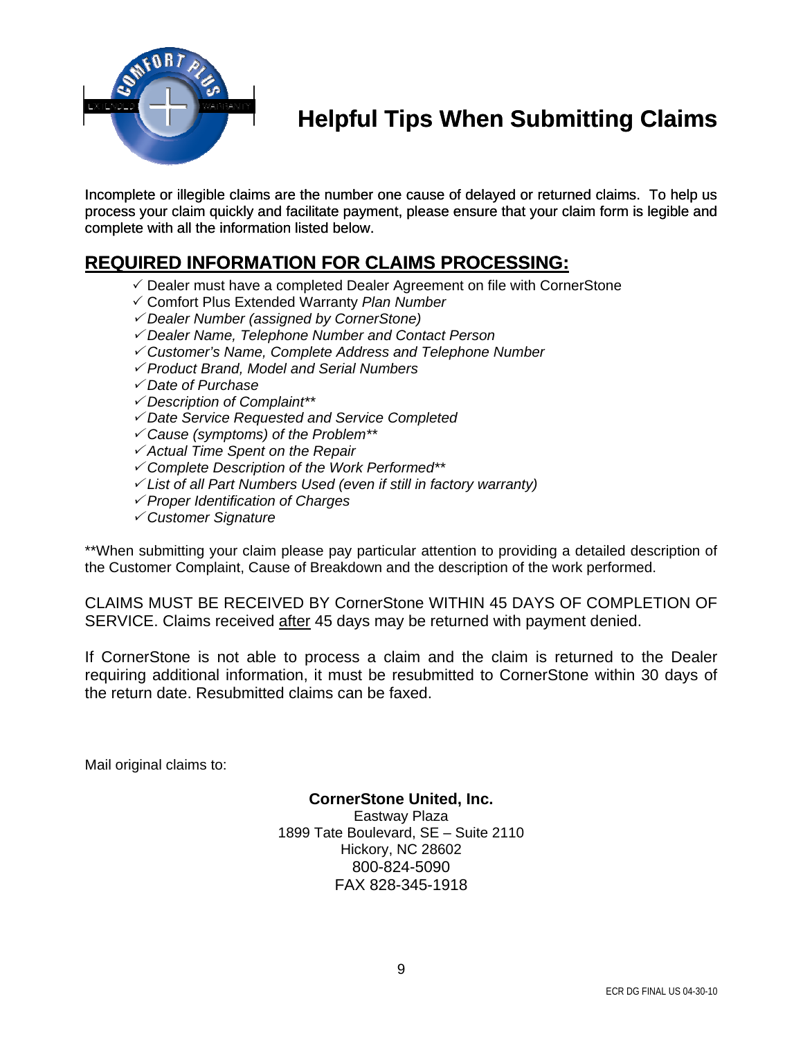# Helpful Tips When Submitting Claims

Incomplete or illegible claims are the number one cause of delayed or returned claims. To help us process your claim quickly and facilitate payment, please ensure that your claim form is legible and complete with all the information listed below.

## REQUIRED INFORMATION FOR CLAIMS PROCESSING:

- ✓ Dealer must have a completed Dealer Agreement on file with CornerStone
- ✓ Comfort Plus Extended Warranty *Plan Number*
- ✓ *Dealer Number (assigned by CornerStone)*
- ✓ *Dealer Name, Telephone Number and Contact Person*
- ✓ *Customer's Name, Complete Address and Telephone Number*
- ✓ *Product Brand, Model and Serial Numbers*
- ✓ *Date of Purchase*
- ✓ *Description of Complaint***
- ✓ *Date Service Requested and Service Completed*
- ✓ *Cause (symptoms) of the Problem***
- ✓ *Actual Time Spent on the Repair*
- ✓ *Complete Description of the Work Performed***
- ✓ *List of all Part Numbers Used (even if still in factory warranty)*
- ✓ *Proper Identification of Charges*
- ✓ *Customer Signature*

**When submitting your claim please pay particular attention to providing a detailed description of the Customer Complaint, Cause of Breakdown and the description of the work performed.

CLAIMS MUST BE RECEIVED BY CornerStone WITHIN 45 DAYS OF COMPLETION OF SERVICE. Claims received after 45 days may be returned with payment denied.

If CornerStone is not able to process a claim and the claim is returned to the Dealer requiring additional information, it must be resubmitted to CornerStone within 30 days of the return date. Resubmitted claims can be faxed.

Mail original claims to:

**CornerStone United, Inc.**
Eastway Plaza
1899 Tate Boulevard, SE – Suite 2110
Hickory, NC 28602
800-824-5090
FAX 828-345-1918

ECR DG FINAL US 04-30-10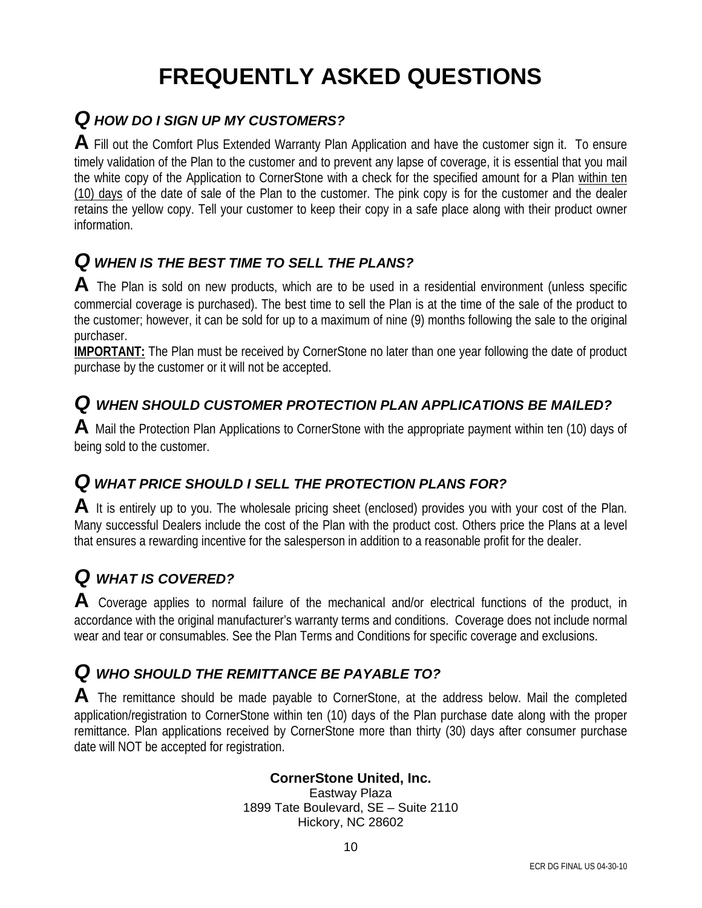# FREQUENTLY ASKED QUESTIONS

## *Q HOW DO I SIGN UP MY CUSTOMERS?*

**A** Fill out the Comfort Plus Extended Warranty Plan Application and have the customer sign it. To ensure timely validation of the Plan to the customer and to prevent any lapse of coverage, it is essential that you mail the white copy of the Application to CornerStone with a check for the specified amount for a Plan <u>within ten (10) days</u> of the date of sale of the Plan to the customer. The pink copy is for the customer and the dealer retains the yellow copy. Tell your customer to keep their copy in a safe place along with their product owner information.

## *Q WHEN IS THE BEST TIME TO SELL THE PLANS?*

**A** The Plan is sold on new products, which are to be used in a residential environment (unless specific commercial coverage is purchased). The best time to sell the Plan is at the time of the sale of the product to the customer; however, it can be sold for up to a maximum of nine (9) months following the sale to the original purchaser.

**<u>IMPORTANT:</u>** The Plan must be received by CornerStone no later than one year following the date of product purchase by the customer or it will not be accepted.

## *Q WHEN SHOULD CUSTOMER PROTECTION PLAN APPLICATIONS BE MAILED?*

**A** Mail the Protection Plan Applications to CornerStone with the appropriate payment within ten (10) days of being sold to the customer.

## *Q WHAT PRICE SHOULD I SELL THE PROTECTION PLANS FOR?*

**A** It is entirely up to you. The wholesale pricing sheet (enclosed) provides you with your cost of the Plan. Many successful Dealers include the cost of the Plan with the product cost. Others price the Plans at a level that ensures a rewarding incentive for the salesperson in addition to a reasonable profit for the dealer.

## *Q WHAT IS COVERED?*

**A** Coverage applies to normal failure of the mechanical and/or electrical functions of the product, in accordance with the original manufacturer's warranty terms and conditions. Coverage does not include normal wear and tear or consumables. See the Plan Terms and Conditions for specific coverage and exclusions.

## *Q WHO SHOULD THE REMITTANCE BE PAYABLE TO?*

**A** The remittance should be made payable to CornerStone, at the address below. Mail the completed application/registration to CornerStone within ten (10) days of the Plan purchase date along with the proper remittance. Plan applications received by CornerStone more than thirty (30) days after consumer purchase date will NOT be accepted for registration.

**CornerStone United, Inc.**
Eastway Plaza
1899 Tate Boulevard, SE – Suite 2110
Hickory, NC 28602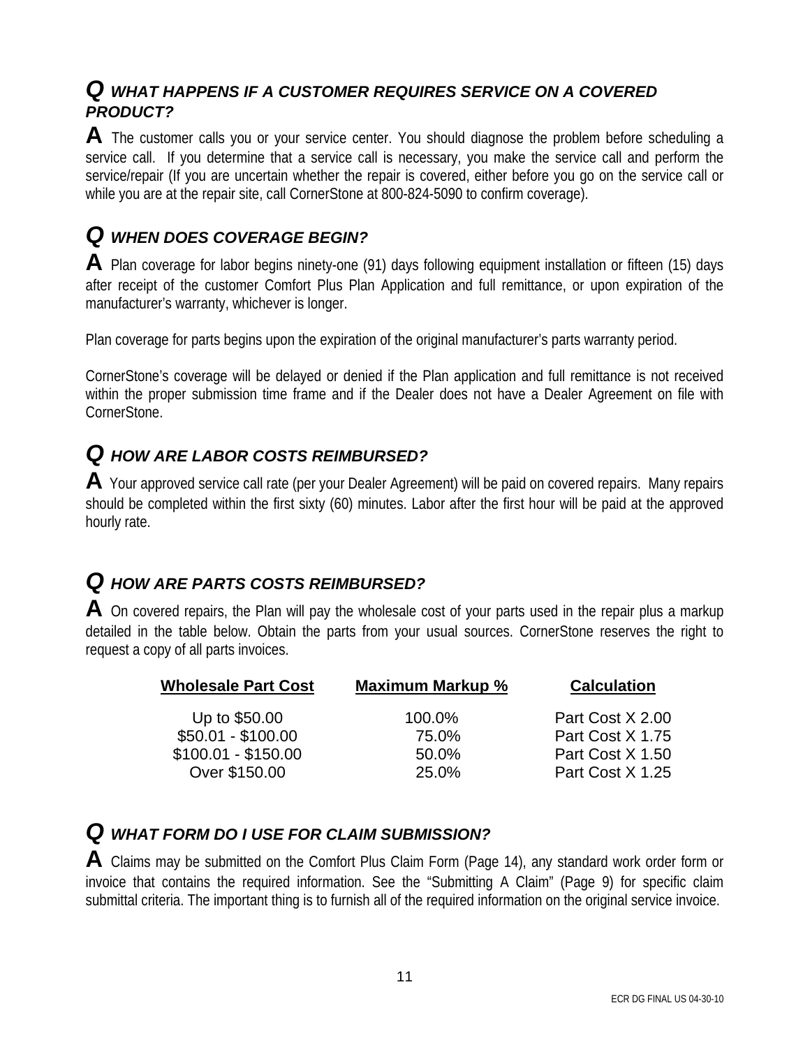## *Q WHAT HAPPENS IF A CUSTOMER REQUIRES SERVICE ON A COVERED PRODUCT?*

**A** The customer calls you or your service center. You should diagnose the problem before scheduling a service call. If you determine that a service call is necessary, you make the service call and perform the service/repair (If you are uncertain whether the repair is covered, either before you go on the service call or while you are at the repair site, call CornerStone at 800-824-5090 to confirm coverage).

## *Q WHEN DOES COVERAGE BEGIN?*

**A** Plan coverage for labor begins ninety-one (91) days following equipment installation or fifteen (15) days after receipt of the customer Comfort Plus Plan Application and full remittance, or upon expiration of the manufacturer's warranty, whichever is longer.

Plan coverage for parts begins upon the expiration of the original manufacturer's parts warranty period.

CornerStone's coverage will be delayed or denied if the Plan application and full remittance is not received within the proper submission time frame and if the Dealer does not have a Dealer Agreement on file with CornerStone.

## *Q HOW ARE LABOR COSTS REIMBURSED?*

**A** Your approved service call rate (per your Dealer Agreement) will be paid on covered repairs. Many repairs should be completed within the first sixty (60) minutes. Labor after the first hour will be paid at the approved hourly rate.

## *Q HOW ARE PARTS COSTS REIMBURSED?*

**A** On covered repairs, the Plan will pay the wholesale cost of your parts used in the repair plus a markup detailed in the table below. Obtain the parts from your usual sources. CornerStone reserves the right to request a copy of all parts invoices.

| Wholesale Part Cost | Maximum Markup % | Calculation |
|---|---|---|
| Up to $50.00 | 100.0% | Part Cost X 2.00 |
| $50.01 - $100.00 | 75.0% | Part Cost X 1.75 |
| $100.01 - $150.00 | 50.0% | Part Cost X 1.50 |
| Over $150.00 | 25.0% | Part Cost X 1.25 |

## *Q WHAT FORM DO I USE FOR CLAIM SUBMISSION?*

**A** Claims may be submitted on the Comfort Plus Claim Form (Page 14), any standard work order form or invoice that contains the required information. See the "Submitting A Claim" (Page 9) for specific claim submittal criteria. The important thing is to furnish all of the required information on the original service invoice.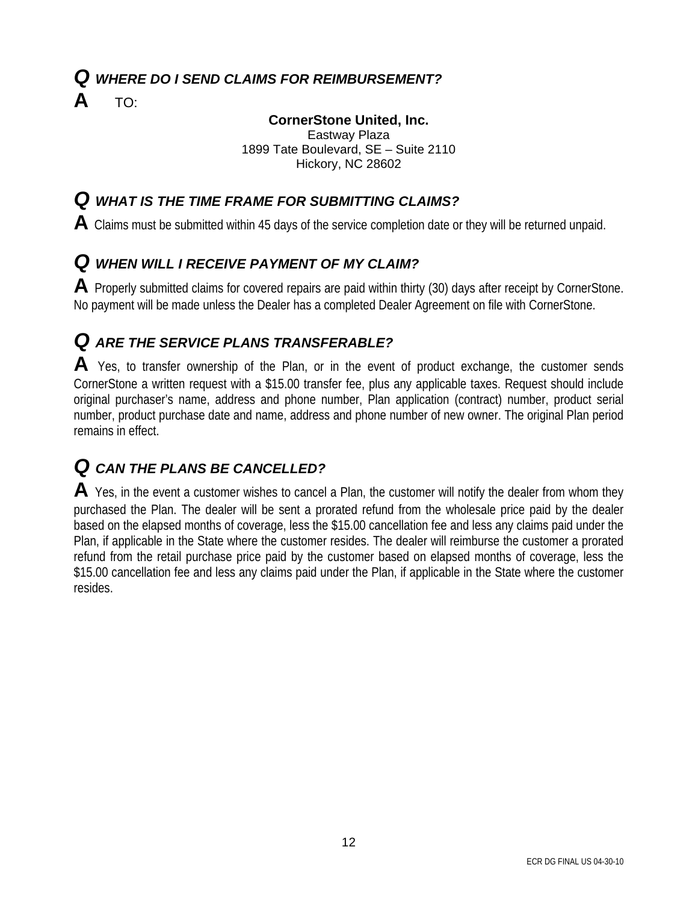## *Q WHERE DO I SEND CLAIMS FOR REIMBURSEMENT?*

**A** TO:

**CornerStone United, Inc.**
Eastway Plaza
1899 Tate Boulevard, SE – Suite 2110
Hickory, NC 28602

## *Q WHAT IS THE TIME FRAME FOR SUBMITTING CLAIMS?*

**A** Claims must be submitted within 45 days of the service completion date or they will be returned unpaid.

## *Q WHEN WILL I RECEIVE PAYMENT OF MY CLAIM?*

**A** Properly submitted claims for covered repairs are paid within thirty (30) days after receipt by CornerStone. No payment will be made unless the Dealer has a completed Dealer Agreement on file with CornerStone.

## *Q ARE THE SERVICE PLANS TRANSFERABLE?*

**A** Yes, to transfer ownership of the Plan, or in the event of product exchange, the customer sends CornerStone a written request with a $15.00 transfer fee, plus any applicable taxes. Request should include original purchaser's name, address and phone number, Plan application (contract) number, product serial number, product purchase date and name, address and phone number of new owner. The original Plan period remains in effect.

## *Q CAN THE PLANS BE CANCELLED?*

**A** Yes, in the event a customer wishes to cancel a Plan, the customer will notify the dealer from whom they purchased the Plan. The dealer will be sent a prorated refund from the wholesale price paid by the dealer based on the elapsed months of coverage, less the $15.00 cancellation fee and less any claims paid under the Plan, if applicable in the State where the customer resides. The dealer will reimburse the customer a prorated refund from the retail purchase price paid by the customer based on elapsed months of coverage, less the $15.00 cancellation fee and less any claims paid under the Plan, if applicable in the State where the customer resides.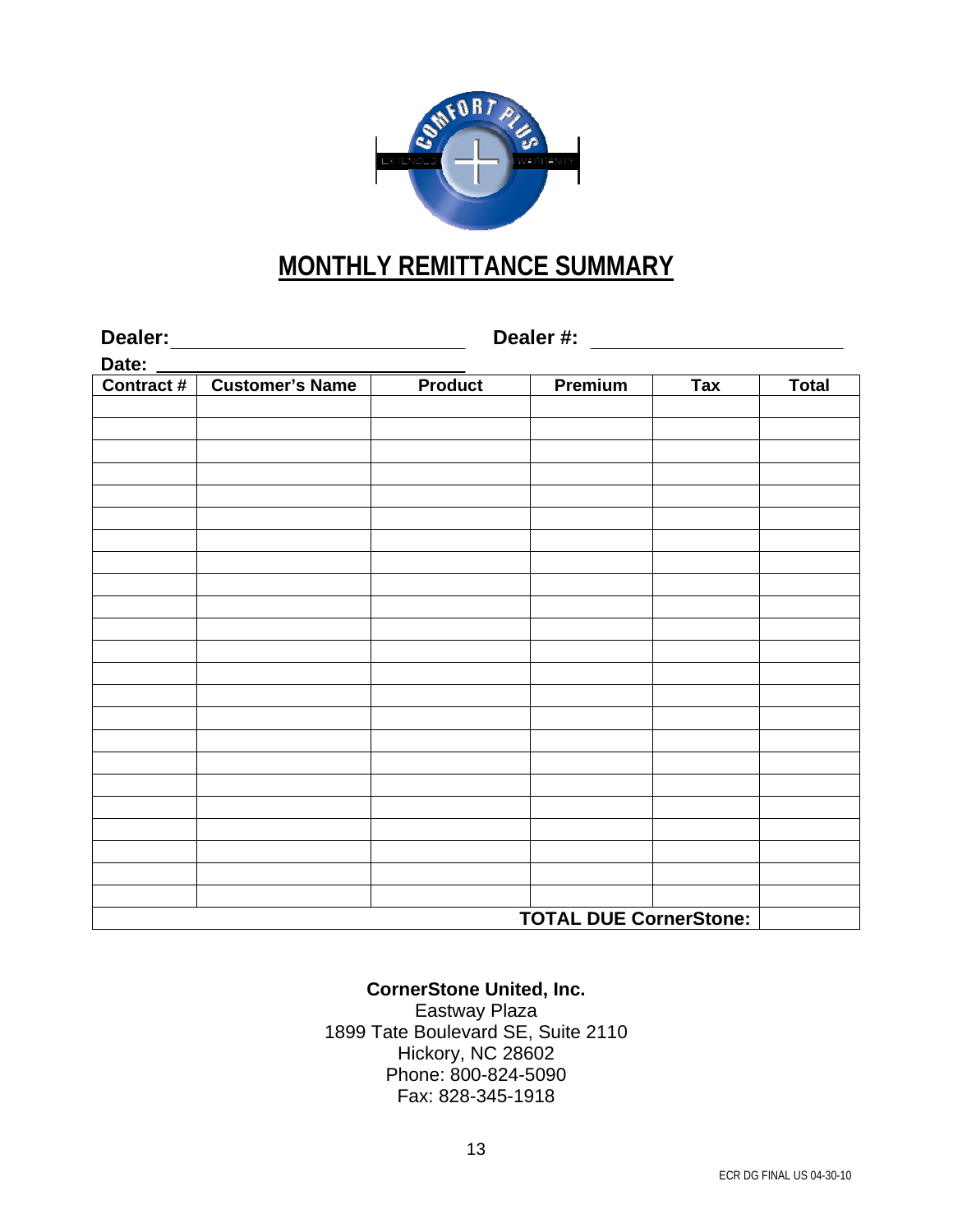# MONTHLY REMITTANCE SUMMARY

**Dealer:** ____________________________ **Dealer #:** ________________________

**Date:** ____________________________

| Contract # | Customer's Name | Product | Premium | Tax | Total |
|---|---|---|---|---|---|
| | | | | | |
| | | | | | |
| | | | | | |
| | | | | | |
| | | | | | |
| | | | | | |
| | | | | | |
| | | | | | |
| | | | | | |
| | | | | | |
| | | | | | |
| | | | | | |
| | | | | | |
| | | | | | |
| | | | | | |
| | | | | | |
| | | | | | |
| | | | | | |
| | | | | | |
| | | | | | |
| | | | | | |
| | | | | | |
| | | | | | |
| | | | **TOTAL DUE CornerStone:** | | |

**CornerStone United, Inc.**
Eastway Plaza
1899 Tate Boulevard SE, Suite 2110
Hickory, NC 28602
Phone: 800-824-5090
Fax: 828-345-1918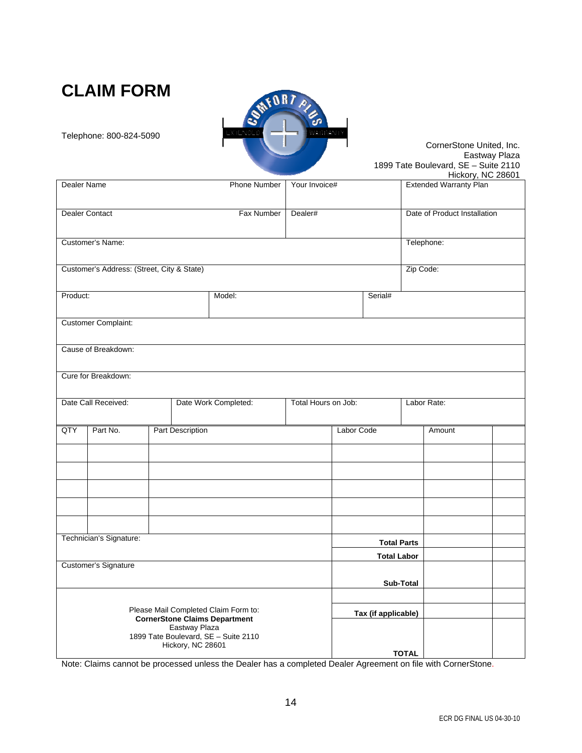# CLAIM FORM

Telephone: 800-824-5090

CornerStone United, Inc.
Eastway Plaza
1899 Tate Boulevard, SE – Suite 2110
Hickory, NC 28601

| Dealer Name | Phone Number | Your Invoice# | Extended Warranty Plan |
|---|---|---|---|
| Dealer Contact | Fax Number | Dealer# | Date of Product Installation |

| Customer's Name: | Telephone: |
|---|---|
| Customer's Address: (Street, City & State) | Zip Code: |

| Product: | Model: | Serial# |
|---|---|---|

| Customer Complaint: |
|---|
| Cause of Breakdown: |
| Cure for Breakdown: |

| Date Call Received: | Date Work Completed: | Total Hours on Job: | Labor Rate: |
|---|---|---|---|

| QTY | Part No. | Part Description | Labor Code | Amount | |
|---|---|---|---|---|---|
| | | | | | |
| | | | | | |
| | | | | | |
| | | | | | |
| | | | | | |
| Technician's Signature: | | | **Total Parts** | | |
| | | | **Total Labor** | | |
| Customer's Signature | | | **Sub-Total** | | |
| | | | | | |
| Please Mail Completed Claim Form to: **CornerStone Claims Department** Eastway Plaza 1899 Tate Boulevard, SE – Suite 2110 Hickory, NC 28601 | | | **Tax (if applicable)** | | |
| | | | **TOTAL** | | |

Note: Claims cannot be processed unless the Dealer has a completed Dealer Agreement on file with CornerStone.

ECR DG FINAL US 04-30-10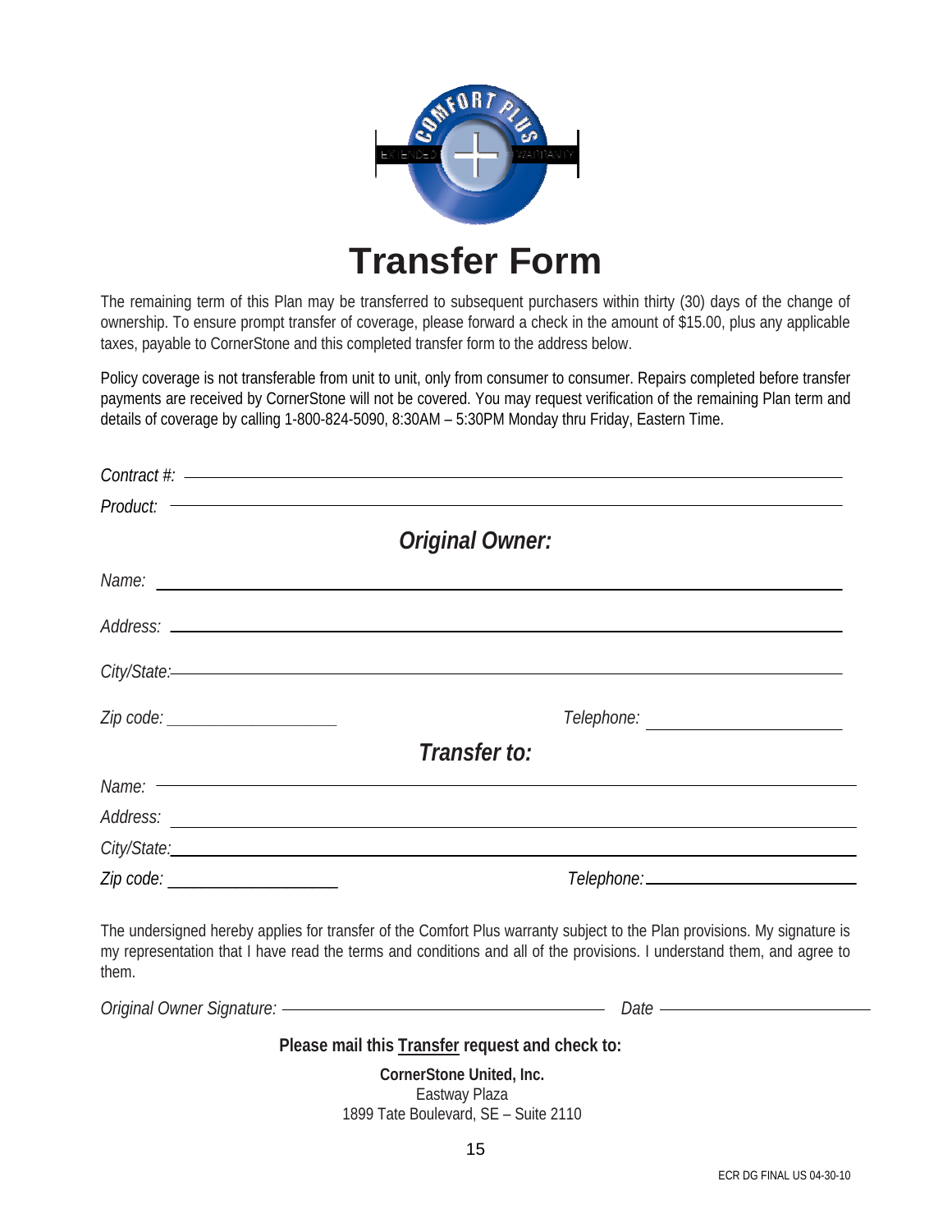# Transfer Form

The remaining term of this Plan may be transferred to subsequent purchasers within thirty (30) days of the change of ownership. To ensure prompt transfer of coverage, please forward a check in the amount of $15.00, plus any applicable taxes, payable to CornerStone and this completed transfer form to the address below.

Policy coverage is not transferable from unit to unit, only from consumer to consumer. Repairs completed before transfer payments are received by CornerStone will not be covered. You may request verification of the remaining Plan term and details of coverage by calling 1-800-824-5090, 8:30AM – 5:30PM Monday thru Friday, Eastern Time.

*Contract #:* ______________________________

*Product:* ______________________________

## *Original Owner:*

*Name:* ______________________________

*Address:* ______________________________

*City/State:* ______________________________

*Zip code:* ____________________ *Telephone:* ____________________

## *Transfer to:*

*Name:* ______________________________

*Address:* ______________________________

*City/State:* ______________________________

*Zip code:* ____________________ *Telephone:* ____________________

The undersigned hereby applies for transfer of the Comfort Plus warranty subject to the Plan provisions. My signature is my representation that I have read the terms and conditions and all of the provisions. I understand them, and agree to them.

*Original Owner Signature:* ______________________________ *Date* ____________________

**Please mail this Transfer request and check to:**

**CornerStone United, Inc.**
Eastway Plaza
1899 Tate Boulevard, SE – Suite 2110

ECR DG FINAL US 04-30-10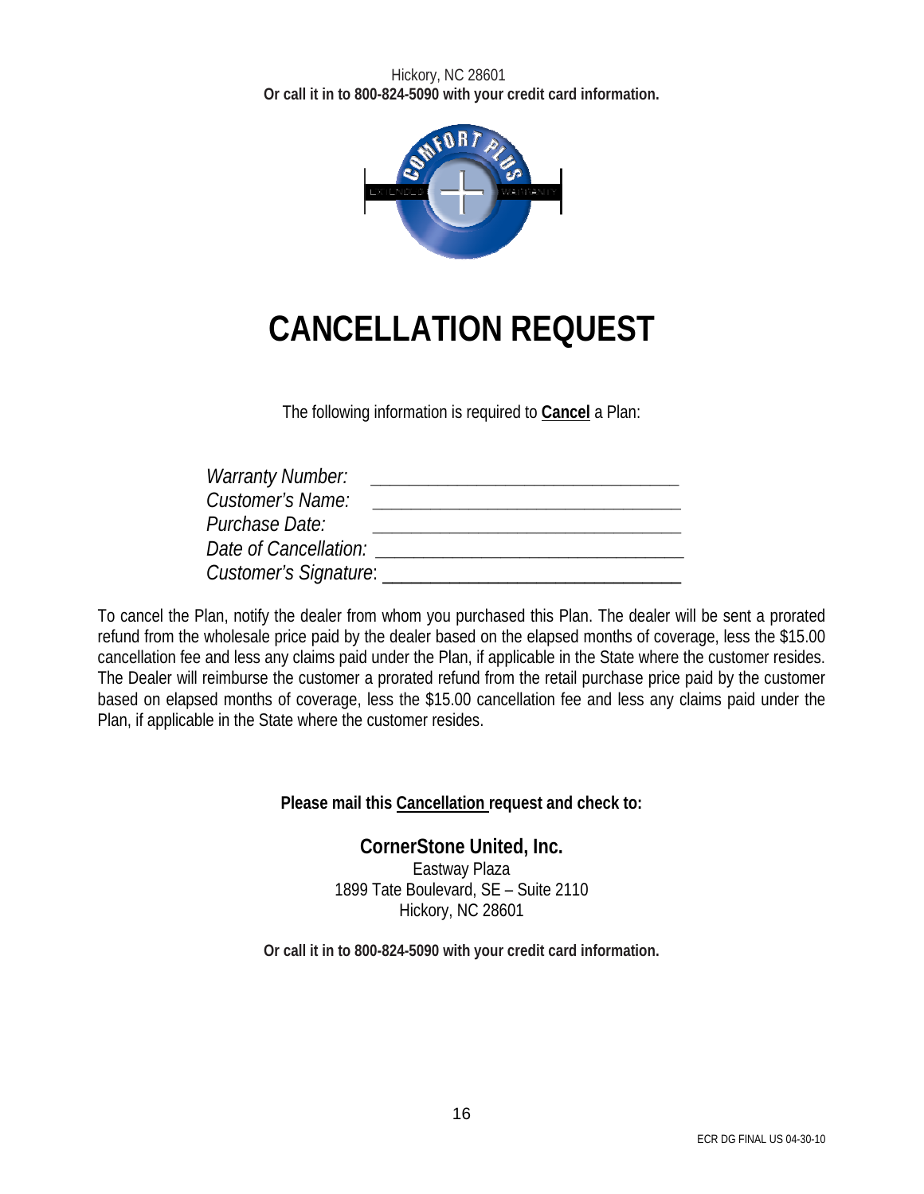Hickory, NC 28601
**Or call it in to 800-824-5090 with your credit card information.**

# CANCELLATION REQUEST

The following information is required to **Cancel** a Plan:

*Warranty Number:* ________________________________

*Customer's Name:* ________________________________

*Purchase Date:* ________________________________

*Date of Cancellation:* ________________________________

*Customer's Signature*: ________________________________

To cancel the Plan, notify the dealer from whom you purchased this Plan. The dealer will be sent a prorated refund from the wholesale price paid by the dealer based on the elapsed months of coverage, less the $15.00 cancellation fee and less any claims paid under the Plan, if applicable in the State where the customer resides. The Dealer will reimburse the customer a prorated refund from the retail purchase price paid by the customer based on elapsed months of coverage, less the $15.00 cancellation fee and less any claims paid under the Plan, if applicable in the State where the customer resides.

**Please mail this Cancellation request and check to:**

**CornerStone United, Inc.**
Eastway Plaza
1899 Tate Boulevard, SE – Suite 2110
Hickory, NC 28601

**Or call it in to 800-824-5090 with your credit card information.**

ECR DG FINAL US 04-30-10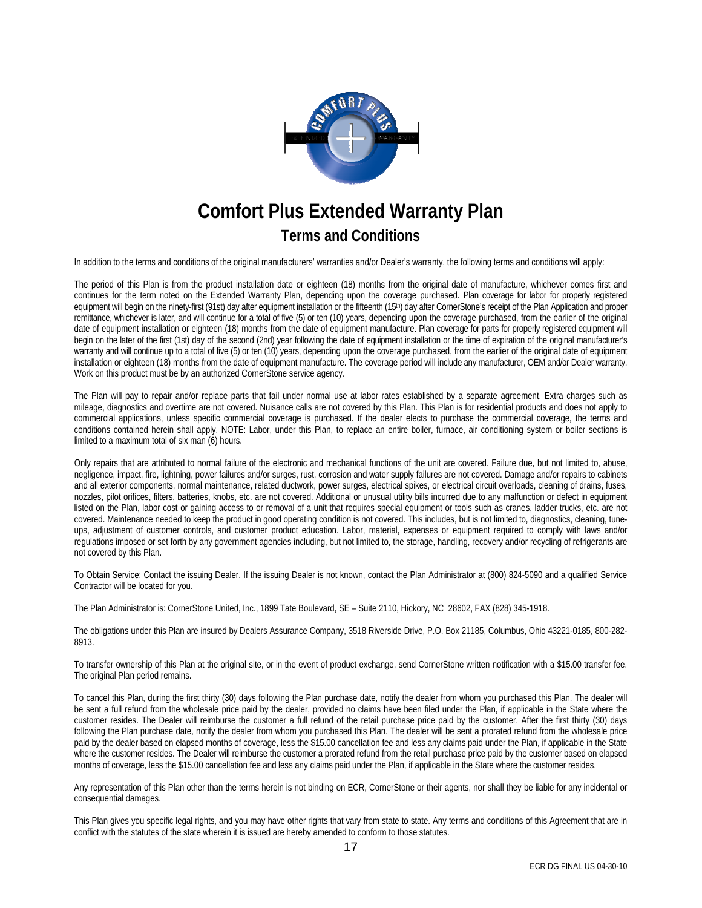# Comfort Plus Extended Warranty Plan

## Terms and Conditions

In addition to the terms and conditions of the original manufacturers' warranties and/or Dealer's warranty, the following terms and conditions will apply:

The period of this Plan is from the product installation date or eighteen (18) months from the original date of manufacture, whichever comes first and continues for the term noted on the Extended Warranty Plan, depending upon the coverage purchased. Plan coverage for labor for properly registered equipment will begin on the ninety-first (91st) day after equipment installation or the fifteenth (15th) day after CornerStone's receipt of the Plan Application and proper remittance, whichever is later, and will continue for a total of five (5) or ten (10) years, depending upon the coverage purchased, from the earlier of the original date of equipment installation or eighteen (18) months from the date of equipment manufacture. Plan coverage for parts for properly registered equipment will begin on the later of the first (1st) day of the second (2nd) year following the date of equipment installation or the time of expiration of the original manufacturer's warranty and will continue up to a total of five (5) or ten (10) years, depending upon the coverage purchased, from the earlier of the original date of equipment installation or eighteen (18) months from the date of equipment manufacture. The coverage period will include any manufacturer, OEM and/or Dealer warranty. Work on this product must be by an authorized CornerStone service agency.

The Plan will pay to repair and/or replace parts that fail under normal use at labor rates established by a separate agreement. Extra charges such as mileage, diagnostics and overtime are not covered. Nuisance calls are not covered by this Plan. This Plan is for residential products and does not apply to commercial applications, unless specific commercial coverage is purchased. If the dealer elects to purchase the commercial coverage, the terms and conditions contained herein shall apply. NOTE: Labor, under this Plan, to replace an entire boiler, furnace, air conditioning system or boiler sections is limited to a maximum total of six man (6) hours.

Only repairs that are attributed to normal failure of the electronic and mechanical functions of the unit are covered. Failure due, but not limited to, abuse, negligence, impact, fire, lightning, power failures and/or surges, rust, corrosion and water supply failures are not covered. Damage and/or repairs to cabinets and all exterior components, normal maintenance, related ductwork, power surges, electrical spikes, or electrical circuit overloads, cleaning of drains, fuses, nozzles, pilot orifices, filters, batteries, knobs, etc. are not covered. Additional or unusual utility bills incurred due to any malfunction or defect in equipment listed on the Plan, labor cost or gaining access to or removal of a unit that requires special equipment or tools such as cranes, ladder trucks, etc. are not covered. Maintenance needed to keep the product in good operating condition is not covered. This includes, but is not limited to, diagnostics, cleaning, tune-ups, adjustment of customer controls, and customer product education. Labor, material, expenses or equipment required to comply with laws and/or regulations imposed or set forth by any government agencies including, but not limited to, the storage, handling, recovery and/or recycling of refrigerants are not covered by this Plan.

To Obtain Service: Contact the issuing Dealer. If the issuing Dealer is not known, contact the Plan Administrator at (800) 824-5090 and a qualified Service Contractor will be located for you.

The Plan Administrator is: CornerStone United, Inc., 1899 Tate Boulevard, SE – Suite 2110, Hickory, NC 28602, FAX (828) 345-1918.

The obligations under this Plan are insured by Dealers Assurance Company, 3518 Riverside Drive, P.O. Box 21185, Columbus, Ohio 43221-0185, 800-282-8913.

To transfer ownership of this Plan at the original site, or in the event of product exchange, send CornerStone written notification with a $15.00 transfer fee. The original Plan period remains.

To cancel this Plan, during the first thirty (30) days following the Plan purchase date, notify the dealer from whom you purchased this Plan. The dealer will be sent a full refund from the wholesale price paid by the dealer, provided no claims have been filed under the Plan, if applicable in the State where the customer resides. The Dealer will reimburse the customer a full refund of the retail purchase price paid by the customer. After the first thirty (30) days following the Plan purchase date, notify the dealer from whom you purchased this Plan. The dealer will be sent a prorated refund from the wholesale price paid by the dealer based on elapsed months of coverage, less the $15.00 cancellation fee and less any claims paid under the Plan, if applicable in the State where the customer resides. The Dealer will reimburse the customer a prorated refund from the retail purchase price paid by the customer based on elapsed months of coverage, less the $15.00 cancellation fee and less any claims paid under the Plan, if applicable in the State where the customer resides.

Any representation of this Plan other than the terms herein is not binding on ECR, CornerStone or their agents, nor shall they be liable for any incidental or consequential damages.

This Plan gives you specific legal rights, and you may have other rights that vary from state to state. Any terms and conditions of this Agreement that are in conflict with the statutes of the state wherein it is issued are hereby amended to conform to those statutes.

ECR DG FINAL US 04-30-10